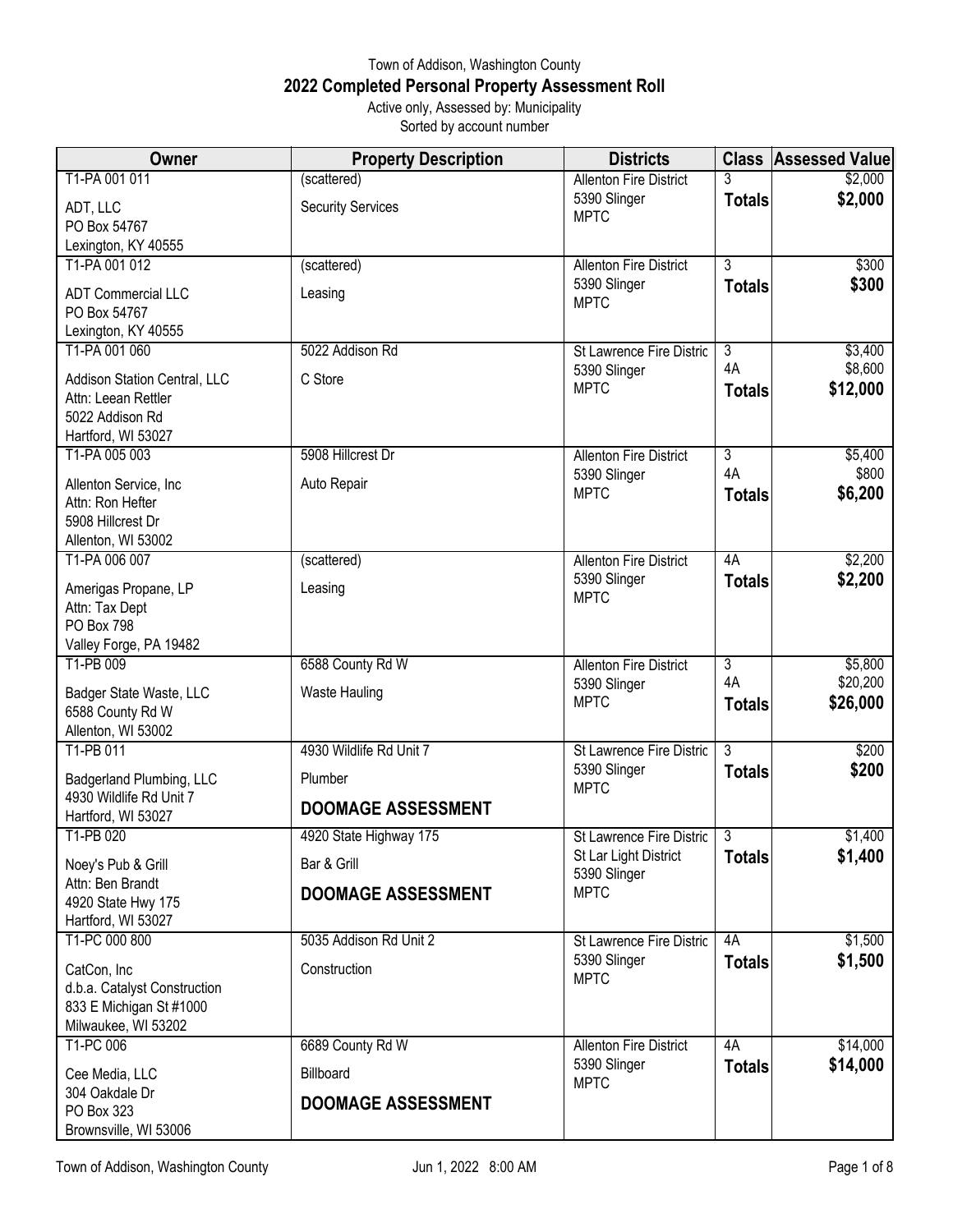Town of Addison, Washington County

## 2022 Completed Personal Property Assessment Roll

Active only, Assessed by: Municipality

Sorted by account number

| Owner | Property Description | Districts | Class | Assessed Value |
|---|---|---|---|---|
| T1-PA 001 011<br>ADT, LLC<br>PO Box 54767<br>Lexington, KY 40555 | (scattered)<br>Security Services | Allenton Fire District<br>5390 Slinger<br>MPTC | 3<br>**Totals** | $2,000<br>**$2,000** |
| T1-PA 001 012<br>ADT Commercial LLC<br>PO Box 54767<br>Lexington, KY 40555 | (scattered)<br>Leasing | Allenton Fire District<br>5390 Slinger<br>MPTC | 3<br>**Totals** | $300<br>**$300** |
| T1-PA 001 060<br>Addison Station Central, LLC<br>Attn: Leean Rettler<br>5022 Addison Rd<br>Hartford, WI 53027 | 5022 Addison Rd<br>C Store | St Lawrence Fire Distric<br>5390 Slinger<br>MPTC | 3<br>4A<br>**Totals** | $3,400<br>$8,600<br>**$12,000** |
| T1-PA 005 003<br>Allenton Service, Inc<br>Attn: Ron Hefter<br>5908 Hillcrest Dr<br>Allenton, WI 53002 | 5908 Hillcrest Dr<br>Auto Repair | Allenton Fire District<br>5390 Slinger<br>MPTC | 3<br>4A<br>**Totals** | $5,400<br>$800<br>**$6,200** |
| T1-PA 006 007<br>Amerigas Propane, LP<br>Attn: Tax Dept<br>PO Box 798<br>Valley Forge, PA 19482 | (scattered)<br>Leasing | Allenton Fire District<br>5390 Slinger<br>MPTC | 4A<br>**Totals** | $2,200<br>**$2,200** |
| T1-PB 009<br>Badger State Waste, LLC<br>6588 County Rd W<br>Allenton, WI 53002 | 6588 County Rd W<br>Waste Hauling | Allenton Fire District<br>5390 Slinger<br>MPTC | 3<br>4A<br>**Totals** | $5,800<br>$20,200<br>**$26,000** |
| T1-PB 011<br>Badgerland Plumbing, LLC<br>4930 Wildlife Rd Unit 7<br>Hartford, WI 53027 | 4930 Wildlife Rd Unit 7<br>Plumber<br>**DOOMAGE ASSESSMENT** | St Lawrence Fire Distric<br>5390 Slinger<br>MPTC | 3<br>**Totals** | $200<br>**$200** |
| T1-PB 020<br>Noey's Pub & Grill<br>Attn: Ben Brandt<br>4920 State Hwy 175<br>Hartford, WI 53027 | 4920 State Highway 175<br>Bar & Grill<br>**DOOMAGE ASSESSMENT** | St Lawrence Fire Distric<br>St Lar Light District<br>5390 Slinger<br>MPTC | 3<br>**Totals** | $1,400<br>**$1,400** |
| T1-PC 000 800<br>CatCon, Inc<br>d.b.a. Catalyst Construction<br>833 E Michigan St #1000<br>Milwaukee, WI 53202 | 5035 Addison Rd Unit 2<br>Construction | St Lawrence Fire Distric<br>5390 Slinger<br>MPTC | 4A<br>**Totals** | $1,500<br>**$1,500** |
| T1-PC 006<br>Cee Media, LLC<br>304 Oakdale Dr<br>PO Box 323<br>Brownsville, WI 53006 | 6689 County Rd W<br>Billboard<br>**DOOMAGE ASSESSMENT** | Allenton Fire District<br>5390 Slinger<br>MPTC | 4A<br>**Totals** | $14,000<br>**$14,000** |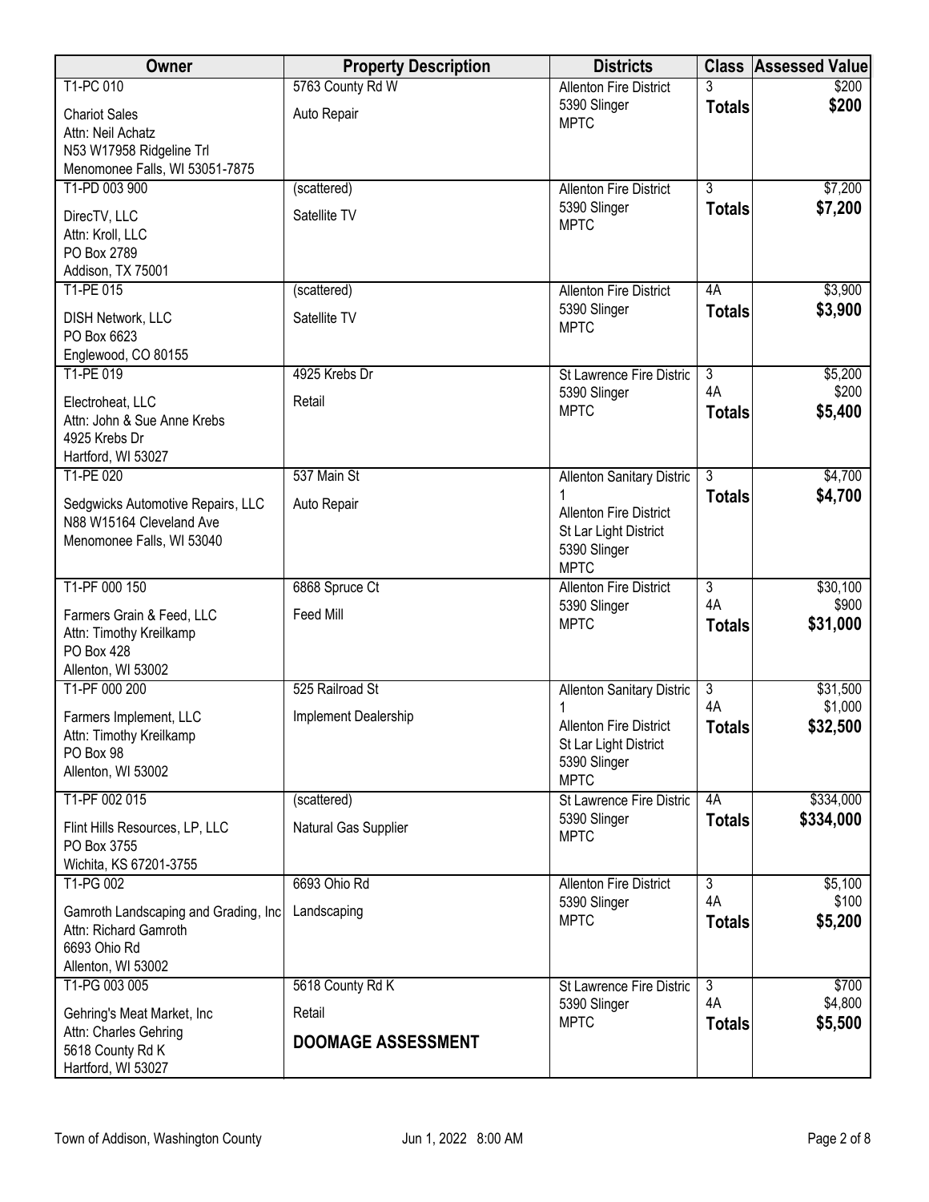| Owner | Property Description | Districts | Class | Assessed Value |
|---|---|---|---|---|
| T1-PC 010<br>Chariot Sales<br>Attn: Neil Achatz<br>N53 W17958 Ridgeline Trl<br>Menomonee Falls, WI 53051-7875 | 5763 County Rd W<br>Auto Repair | Allenton Fire District<br>5390 Slinger<br>MPTC | 3<br>**Totals** | $200<br>**$200** |
| T1-PD 003 900<br>DirecTV, LLC<br>Attn: Kroll, LLC<br>PO Box 2789<br>Addison, TX 75001 | (scattered)<br>Satellite TV | Allenton Fire District<br>5390 Slinger<br>MPTC | 3<br>**Totals** | $7,200<br>**$7,200** |
| T1-PE 015<br>DISH Network, LLC<br>PO Box 6623<br>Englewood, CO 80155 | (scattered)<br>Satellite TV | Allenton Fire District<br>5390 Slinger<br>MPTC | 4A<br>**Totals** | $3,900<br>**$3,900** |
| T1-PE 019<br>Electroheat, LLC<br>Attn: John & Sue Anne Krebs<br>4925 Krebs Dr<br>Hartford, WI 53027 | 4925 Krebs Dr<br>Retail | St Lawrence Fire Distric<br>5390 Slinger<br>MPTC | 3<br>4A<br>**Totals** | $5,200<br>$200<br>**$5,400** |
| T1-PE 020<br>Sedgwicks Automotive Repairs, LLC<br>N88 W15164 Cleveland Ave<br>Menomonee Falls, WI 53040 | 537 Main St<br>Auto Repair | Allenton Sanitary Distric 1<br>Allenton Fire District<br>St Lar Light District<br>5390 Slinger<br>MPTC | 3<br>**Totals** | $4,700<br>**$4,700** |
| T1-PF 000 150<br>Farmers Grain & Feed, LLC<br>Attn: Timothy Kreilkamp<br>PO Box 428<br>Allenton, WI 53002 | 6868 Spruce Ct<br>Feed Mill | Allenton Fire District<br>5390 Slinger<br>MPTC | 3<br>4A<br>**Totals** | $30,100<br>$900<br>**$31,000** |
| T1-PF 000 200<br>Farmers Implement, LLC<br>Attn: Timothy Kreilkamp<br>PO Box 98<br>Allenton, WI 53002 | 525 Railroad St<br>Implement Dealership | Allenton Sanitary Distric 1<br>Allenton Fire District<br>St Lar Light District<br>5390 Slinger<br>MPTC | 3<br>4A<br>**Totals** | $31,500<br>$1,000<br>**$32,500** |
| T1-PF 002 015<br>Flint Hills Resources, LP, LLC<br>PO Box 3755<br>Wichita, KS 67201-3755 | (scattered)<br>Natural Gas Supplier | St Lawrence Fire Distric<br>5390 Slinger<br>MPTC | 4A<br>**Totals** | $334,000<br>**$334,000** |
| T1-PG 002<br>Gamroth Landscaping and Grading, Inc<br>Attn: Richard Gamroth<br>6693 Ohio Rd<br>Allenton, WI 53002 | 6693 Ohio Rd<br>Landscaping | Allenton Fire District<br>5390 Slinger<br>MPTC | 3<br>4A<br>**Totals** | $5,100<br>$100<br>**$5,200** |
| T1-PG 003 005<br>Gehring's Meat Market, Inc<br>Attn: Charles Gehring<br>5618 County Rd K<br>Hartford, WI 53027 | 5618 County Rd K<br>Retail<br>**DOOMAGE ASSESSMENT** | St Lawrence Fire Distric<br>5390 Slinger<br>MPTC | 3<br>4A<br>**Totals** | $700<br>$4,800<br>**$5,500** |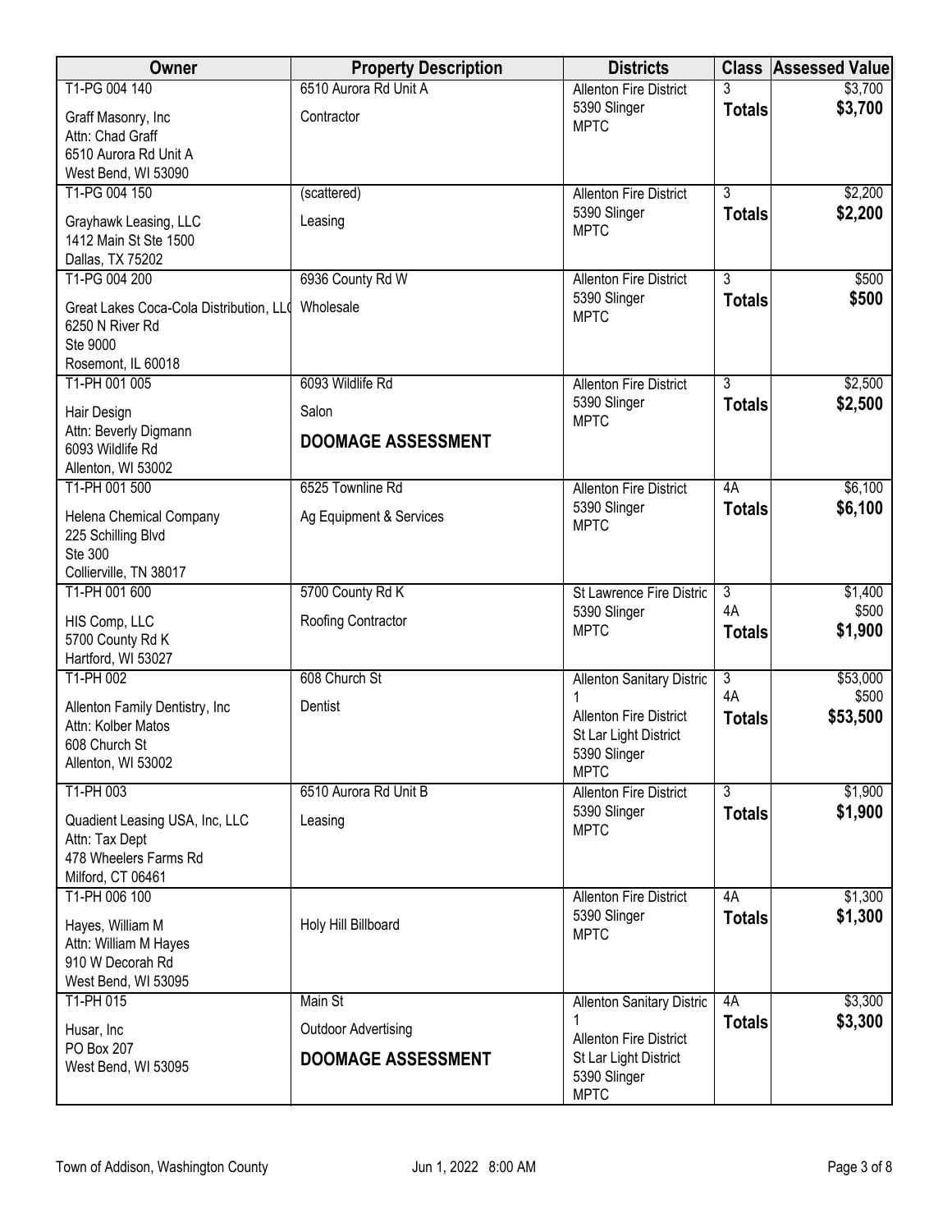| Owner | Property Description | Districts | Class | Assessed Value |
|---|---|---|---|---|
| T1-PG 004 140<br>Graff Masonry, Inc<br>Attn: Chad Graff<br>6510 Aurora Rd Unit A<br>West Bend, WI 53090 | 6510 Aurora Rd Unit A<br>Contractor | Allenton Fire District<br>5390 Slinger<br>MPTC | 3<br>**Totals** | $3,700<br>**$3,700** |
| T1-PG 004 150<br>Grayhawk Leasing, LLC<br>1412 Main St Ste 1500<br>Dallas, TX 75202 | (scattered)<br>Leasing | Allenton Fire District<br>5390 Slinger<br>MPTC | 3<br>**Totals** | $2,200<br>**$2,200** |
| T1-PG 004 200<br>Great Lakes Coca-Cola Distribution, LL(<br>6250 N River Rd<br>Ste 9000<br>Rosemont, IL 60018 | 6936 County Rd W<br>Wholesale | Allenton Fire District<br>5390 Slinger<br>MPTC | 3<br>**Totals** | $500<br>**$500** |
| T1-PH 001 005<br>Hair Design<br>Attn: Beverly Digmann<br>6093 Wildlife Rd<br>Allenton, WI 53002 | 6093 Wildlife Rd<br>Salon<br>**DOOMAGE ASSESSMENT** | Allenton Fire District<br>5390 Slinger<br>MPTC | 3<br>**Totals** | $2,500<br>**$2,500** |
| T1-PH 001 500<br>Helena Chemical Company<br>225 Schilling Blvd<br>Ste 300<br>Collierville, TN 38017 | 6525 Townline Rd<br>Ag Equipment & Services | Allenton Fire District<br>5390 Slinger<br>MPTC | 4A<br>**Totals** | $6,100<br>**$6,100** |
| T1-PH 001 600<br>HIS Comp, LLC<br>5700 County Rd K<br>Hartford, WI 53027 | 5700 County Rd K<br>Roofing Contractor | St Lawrence Fire Distric<br>5390 Slinger<br>MPTC | 3<br>4A<br>**Totals** | $1,400<br>$500<br>**$1,900** |
| T1-PH 002<br>Allenton Family Dentistry, Inc<br>Attn: Kolber Matos<br>608 Church St<br>Allenton, WI 53002 | 608 Church St<br>Dentist | Allenton Sanitary Distric 1<br>Allenton Fire District<br>St Lar Light District<br>5390 Slinger<br>MPTC | 3<br>4A<br>**Totals** | $53,000<br>$500<br>**$53,500** |
| T1-PH 003<br>Quadient Leasing USA, Inc, LLC<br>Attn: Tax Dept<br>478 Wheelers Farms Rd<br>Milford, CT 06461 | 6510 Aurora Rd Unit B<br>Leasing | Allenton Fire District<br>5390 Slinger<br>MPTC | 3<br>**Totals** | $1,900<br>**$1,900** |
| T1-PH 006 100<br>Hayes, William M<br>Attn: William M Hayes<br>910 W Decorah Rd<br>West Bend, WI 53095 | Holy Hill Billboard | Allenton Fire District<br>5390 Slinger<br>MPTC | 4A<br>**Totals** | $1,300<br>**$1,300** |
| T1-PH 015<br>Husar, Inc<br>PO Box 207<br>West Bend, WI 53095 | Main St<br>Outdoor Advertising<br>**DOOMAGE ASSESSMENT** | Allenton Sanitary Distric 1<br>Allenton Fire District<br>St Lar Light District<br>5390 Slinger<br>MPTC | 4A<br>**Totals** | $3,300<br>**$3,300** |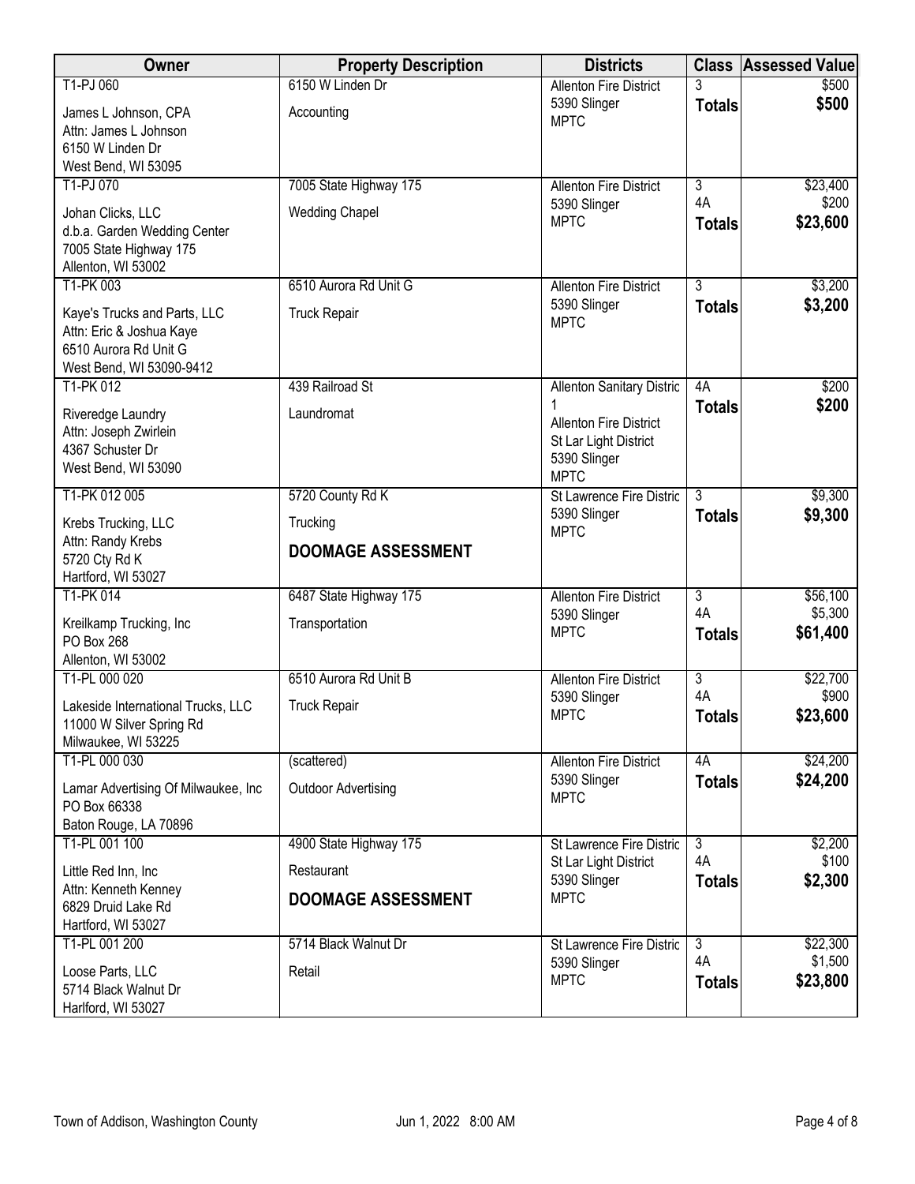| Owner | Property Description | Districts | Class | Assessed Value |
|---|---|---|---|---|
| T1-PJ 060<br>James L Johnson, CPA<br>Attn: James L Johnson<br>6150 W Linden Dr<br>West Bend, WI 53095 | 6150 W Linden Dr<br>Accounting | Allenton Fire District<br>5390 Slinger<br>MPTC | 3<br>**Totals** | $500<br>**$500** |
| T1-PJ 070<br>Johan Clicks, LLC<br>d.b.a. Garden Wedding Center<br>7005 State Highway 175<br>Allenton, WI 53002 | 7005 State Highway 175<br>Wedding Chapel | Allenton Fire District<br>5390 Slinger<br>MPTC | 3<br>4A<br>**Totals** | $23,400<br>$200<br>**$23,600** |
| T1-PK 003<br>Kaye's Trucks and Parts, LLC<br>Attn: Eric & Joshua Kaye<br>6510 Aurora Rd Unit G<br>West Bend, WI 53090-9412 | 6510 Aurora Rd Unit G<br>Truck Repair | Allenton Fire District<br>5390 Slinger<br>MPTC | 3<br>**Totals** | $3,200<br>**$3,200** |
| T1-PK 012<br>Riveredge Laundry<br>Attn: Joseph Zwirlein<br>4367 Schuster Dr<br>West Bend, WI 53090 | 439 Railroad St<br>Laundromat | Allenton Sanitary Distric 1<br>Allenton Fire District<br>St Lar Light District<br>5390 Slinger<br>MPTC | 4A<br>**Totals** | $200<br>**$200** |
| T1-PK 012 005<br>Krebs Trucking, LLC<br>Attn: Randy Krebs<br>5720 Cty Rd K<br>Hartford, WI 53027 | 5720 County Rd K<br>Trucking<br>**DOOMAGE ASSESSMENT** | St Lawrence Fire Distric<br>5390 Slinger<br>MPTC | 3<br>**Totals** | $9,300<br>**$9,300** |
| T1-PK 014<br>Kreilkamp Trucking, Inc<br>PO Box 268<br>Allenton, WI 53002 | 6487 State Highway 175<br>Transportation | Allenton Fire District<br>5390 Slinger<br>MPTC | 3<br>4A<br>**Totals** | $56,100<br>$5,300<br>**$61,400** |
| T1-PL 000 020<br>Lakeside International Trucks, LLC<br>11000 W Silver Spring Rd<br>Milwaukee, WI 53225 | 6510 Aurora Rd Unit B<br>Truck Repair | Allenton Fire District<br>5390 Slinger<br>MPTC | 3<br>4A<br>**Totals** | $22,700<br>$900<br>**$23,600** |
| T1-PL 000 030<br>Lamar Advertising Of Milwaukee, Inc<br>PO Box 66338<br>Baton Rouge, LA 70896 | (scattered)<br>Outdoor Advertising | Allenton Fire District<br>5390 Slinger<br>MPTC | 4A<br>**Totals** | $24,200<br>**$24,200** |
| T1-PL 001 100<br>Little Red Inn, Inc<br>Attn: Kenneth Kenney<br>6829 Druid Lake Rd<br>Hartford, WI 53027 | 4900 State Highway 175<br>Restaurant<br>**DOOMAGE ASSESSMENT** | St Lawrence Fire Distric<br>St Lar Light District<br>5390 Slinger<br>MPTC | 3<br>4A<br>**Totals** | $2,200<br>$100<br>**$2,300** |
| T1-PL 001 200<br>Loose Parts, LLC<br>5714 Black Walnut Dr<br>Harlford, WI 53027 | 5714 Black Walnut Dr<br>Retail | St Lawrence Fire Distric<br>5390 Slinger<br>MPTC | 3<br>4A<br>**Totals** | $22,300<br>$1,500<br>**$23,800** |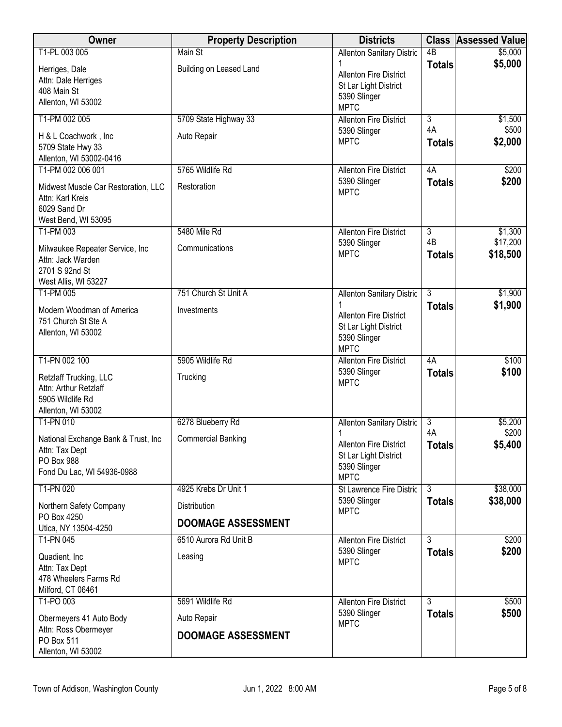| Owner | Property Description | Districts | Class | Assessed Value |
|---|---|---|---|---|
| T1-PL 003 005<br>Herriges, Dale<br>Attn: Dale Herriges<br>408 Main St<br>Allenton, WI 53002 | Main St<br>Building on Leased Land | Allenton Sanitary Distric 1<br>Allenton Fire District<br>St Lar Light District<br>5390 Slinger<br>MPTC | 4B<br>**Totals** | $5,000<br>**$5,000** |
| T1-PM 002 005<br>H & L Coachwork , Inc<br>5709 State Hwy 33<br>Allenton, WI 53002-0416 | 5709 State Highway 33<br>Auto Repair | Allenton Fire District<br>5390 Slinger<br>MPTC | 3<br>4A<br>**Totals** | $1,500<br>$500<br>**$2,000** |
| T1-PM 002 006 001<br>Midwest Muscle Car Restoration, LLC<br>Attn: Karl Kreis<br>6029 Sand Dr<br>West Bend, WI 53095 | 5765 Wildlife Rd<br>Restoration | Allenton Fire District<br>5390 Slinger<br>MPTC | 4A<br>**Totals** | $200<br>**$200** |
| T1-PM 003<br>Milwaukee Repeater Service, Inc<br>Attn: Jack Warden<br>2701 S 92nd St<br>West Allis, WI 53227 | 5480 Mile Rd<br>Communications | Allenton Fire District<br>5390 Slinger<br>MPTC | 3<br>4B<br>**Totals** | $1,300<br>$17,200<br>**$18,500** |
| T1-PM 005<br>Modern Woodman of America<br>751 Church St Ste A<br>Allenton, WI 53002 | 751 Church St Unit A<br>Investments | Allenton Sanitary Distric 1<br>Allenton Fire District<br>St Lar Light District<br>5390 Slinger<br>MPTC | 3<br>**Totals** | $1,900<br>**$1,900** |
| T1-PN 002 100<br>Retzlaff Trucking, LLC<br>Attn: Arthur Retzlaff<br>5905 Wildlife Rd<br>Allenton, WI 53002 | 5905 Wildlife Rd<br>Trucking | Allenton Fire District<br>5390 Slinger<br>MPTC | 4A<br>**Totals** | $100<br>**$100** |
| T1-PN 010<br>National Exchange Bank & Trust, Inc<br>Attn: Tax Dept<br>PO Box 988<br>Fond Du Lac, WI 54936-0988 | 6278 Blueberry Rd<br>Commercial Banking | Allenton Sanitary Distric 1<br>Allenton Fire District<br>St Lar Light District<br>5390 Slinger<br>MPTC | 3<br>4A<br>**Totals** | $5,200<br>$200<br>**$5,400** |
| T1-PN 020<br>Northern Safety Company<br>PO Box 4250<br>Utica, NY 13504-4250 | 4925 Krebs Dr Unit 1<br>Distribution<br>**DOOMAGE ASSESSMENT** | St Lawrence Fire Distric<br>5390 Slinger<br>MPTC | 3<br>**Totals** | $38,000<br>**$38,000** |
| T1-PN 045<br>Quadient, Inc<br>Attn: Tax Dept<br>478 Wheelers Farms Rd<br>Milford, CT 06461 | 6510 Aurora Rd Unit B<br>Leasing | Allenton Fire District<br>5390 Slinger<br>MPTC | 3<br>**Totals** | $200<br>**$200** |
| T1-PO 003<br>Obermeyers 41 Auto Body<br>Attn: Ross Obermeyer<br>PO Box 511<br>Allenton, WI 53002 | 5691 Wildlife Rd<br>Auto Repair<br>**DOOMAGE ASSESSMENT** | Allenton Fire District<br>5390 Slinger<br>MPTC | 3<br>**Totals** | $500<br>**$500** |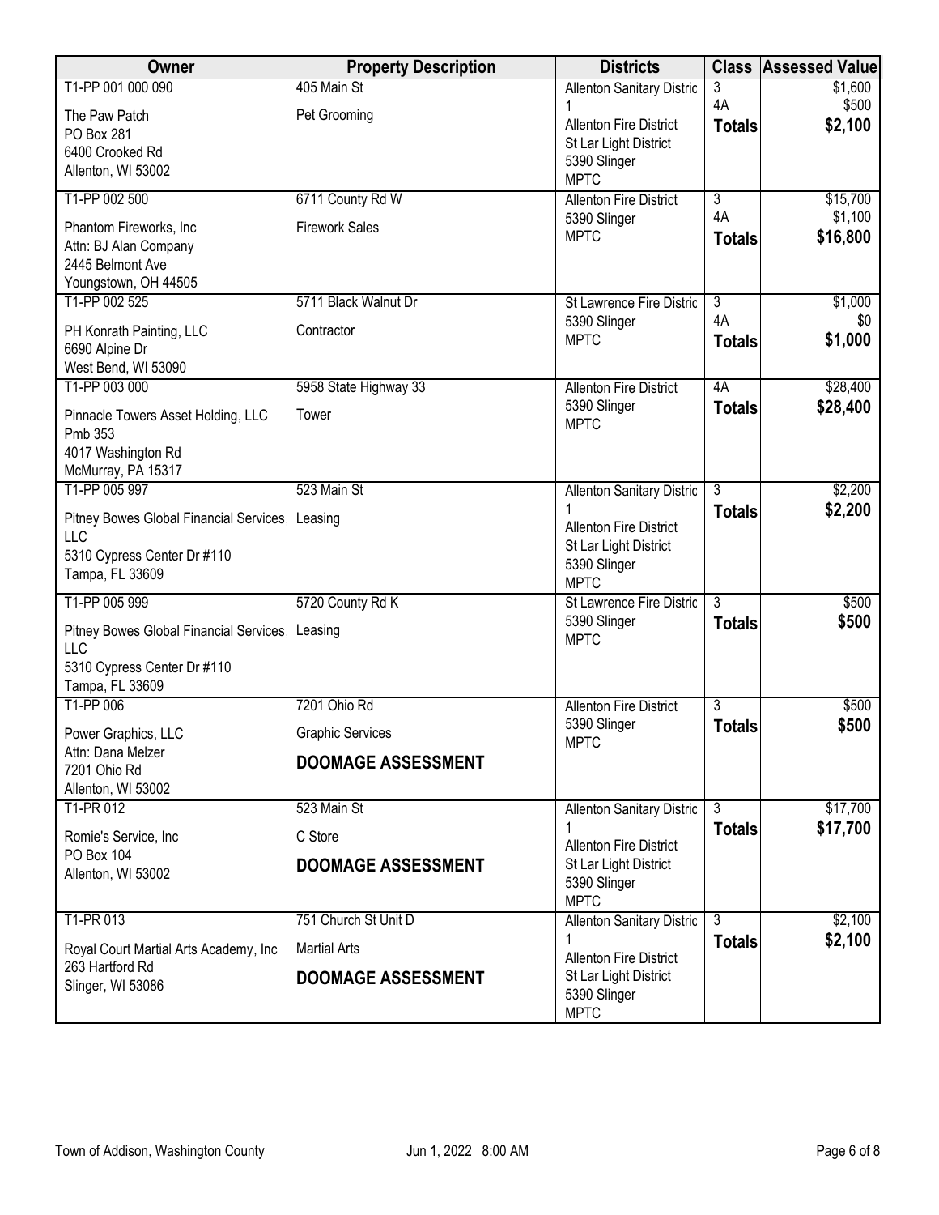| Owner | Property Description | Districts | Class | Assessed Value |
|---|---|---|---|---|
| T1-PP 001 000 090<br>The Paw Patch<br>PO Box 281<br>6400 Crooked Rd<br>Allenton, WI 53002 | 405 Main St<br>Pet Grooming | Allenton Sanitary District 1<br>Allenton Fire District<br>St Lar Light District<br>5390 Slinger<br>MPTC | 3<br>4A<br>**Totals** | $1,600<br>$500<br>**$2,100** |
| T1-PP 002 500<br>Phantom Fireworks, Inc<br>Attn: BJ Alan Company<br>2445 Belmont Ave<br>Youngstown, OH 44505 | 6711 County Rd W<br>Firework Sales | Allenton Fire District<br>5390 Slinger<br>MPTC | 3<br>4A<br>**Totals** | $15,700<br>$1,100<br>**$16,800** |
| T1-PP 002 525<br>PH Konrath Painting, LLC<br>6690 Alpine Dr<br>West Bend, WI 53090 | 5711 Black Walnut Dr<br>Contractor | St Lawrence Fire District<br>5390 Slinger<br>MPTC | 3<br>4A<br>**Totals** | $1,000<br>$0<br>**$1,000** |
| T1-PP 003 000<br>Pinnacle Towers Asset Holding, LLC<br>Pmb 353<br>4017 Washington Rd<br>McMurray, PA 15317 | 5958 State Highway 33<br>Tower | Allenton Fire District<br>5390 Slinger<br>MPTC | 4A<br>**Totals** | $28,400<br>**$28,400** |
| T1-PP 005 997<br>Pitney Bowes Global Financial Services LLC<br>5310 Cypress Center Dr #110<br>Tampa, FL 33609 | 523 Main St<br>Leasing | Allenton Sanitary District 1<br>Allenton Fire District<br>St Lar Light District<br>5390 Slinger<br>MPTC | 3<br>**Totals** | $2,200<br>**$2,200** |
| T1-PP 005 999<br>Pitney Bowes Global Financial Services LLC<br>5310 Cypress Center Dr #110<br>Tampa, FL 33609 | 5720 County Rd K<br>Leasing | St Lawrence Fire District<br>5390 Slinger<br>MPTC | 3<br>**Totals** | $500<br>**$500** |
| T1-PP 006<br>Power Graphics, LLC<br>Attn: Dana Melzer<br>7201 Ohio Rd<br>Allenton, WI 53002 | 7201 Ohio Rd<br>Graphic Services<br>**DOOMAGE ASSESSMENT** | Allenton Fire District<br>5390 Slinger<br>MPTC | 3<br>**Totals** | $500<br>**$500** |
| T1-PR 012<br>Romie's Service, Inc<br>PO Box 104<br>Allenton, WI 53002 | 523 Main St<br>C Store<br>**DOOMAGE ASSESSMENT** | Allenton Sanitary District 1<br>Allenton Fire District<br>St Lar Light District<br>5390 Slinger<br>MPTC | 3<br>**Totals** | $17,700<br>**$17,700** |
| T1-PR 013<br>Royal Court Martial Arts Academy, Inc<br>263 Hartford Rd<br>Slinger, WI 53086 | 751 Church St Unit D<br>Martial Arts<br>**DOOMAGE ASSESSMENT** | Allenton Sanitary District 1<br>Allenton Fire District<br>St Lar Light District<br>5390 Slinger<br>MPTC | 3<br>**Totals** | $2,100<br>**$2,100** |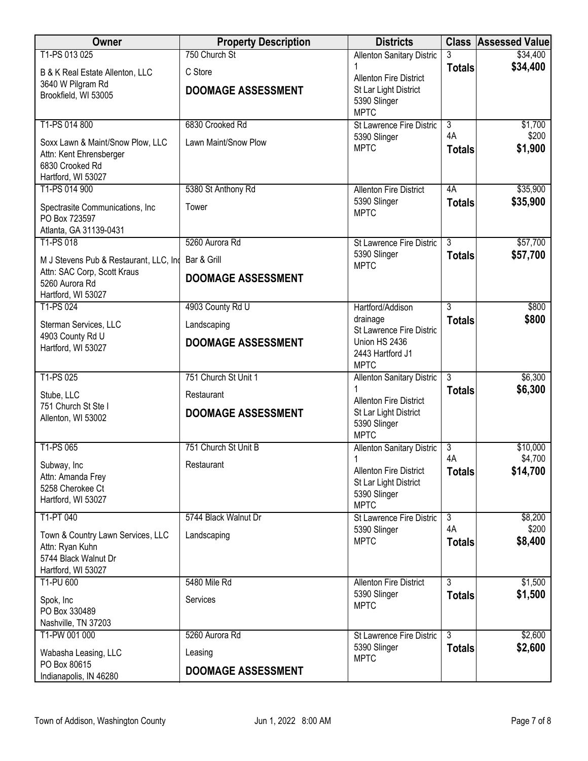| Owner | Property Description | Districts | Class | Assessed Value |
|---|---|---|---|---|
| T1-PS 013 025<br>B & K Real Estate Allenton, LLC<br>3640 W Pilgram Rd<br>Brookfield, WI 53005 | 750 Church St<br>C Store<br>**DOOMAGE ASSESSMENT** | Allenton Sanitary Distric 1<br>Allenton Fire District<br>St Lar Light District<br>5390 Slinger<br>MPTC | 3<br>**Totals** | $34,400<br>**$34,400** |
| T1-PS 014 800<br>Soxx Lawn & Maint/Snow Plow, LLC<br>Attn: Kent Ehrensberger<br>6830 Crooked Rd<br>Hartford, WI 53027 | 6830 Crooked Rd<br>Lawn Maint/Snow Plow | St Lawrence Fire Distric<br>5390 Slinger<br>MPTC | 3<br>4A<br>**Totals** | $1,700<br>$200<br>**$1,900** |
| T1-PS 014 900<br>Spectrasite Communications, Inc<br>PO Box 723597<br>Atlanta, GA 31139-0431 | 5380 St Anthony Rd<br>Tower | Allenton Fire District<br>5390 Slinger<br>MPTC | 4A<br>**Totals** | $35,900<br>**$35,900** |
| T1-PS 018<br>M J Stevens Pub & Restaurant, LLC, Inc<br>Attn: SAC Corp, Scott Kraus<br>5260 Aurora Rd<br>Hartford, WI 53027 | 5260 Aurora Rd<br>Bar & Grill<br>**DOOMAGE ASSESSMENT** | St Lawrence Fire Distric<br>5390 Slinger<br>MPTC | 3<br>**Totals** | $57,700<br>**$57,700** |
| T1-PS 024<br>Sterman Services, LLC<br>4903 County Rd U<br>Hartford, WI 53027 | 4903 County Rd U<br>Landscaping<br>**DOOMAGE ASSESSMENT** | Hartford/Addison drainage<br>St Lawrence Fire Distric<br>Union HS 2436<br>2443 Hartford J1<br>MPTC | 3<br>**Totals** | $800<br>**$800** |
| T1-PS 025<br>Stube, LLC<br>751 Church St Ste I<br>Allenton, WI 53002 | 751 Church St Unit 1<br>Restaurant<br>**DOOMAGE ASSESSMENT** | Allenton Sanitary Distric 1<br>Allenton Fire District<br>St Lar Light District<br>5390 Slinger<br>MPTC | 3<br>**Totals** | $6,300<br>**$6,300** |
| T1-PS 065<br>Subway, Inc<br>Attn: Amanda Frey<br>5258 Cherokee Ct<br>Hartford, WI 53027 | 751 Church St Unit B<br>Restaurant | Allenton Sanitary Distric 1<br>Allenton Fire District<br>St Lar Light District<br>5390 Slinger<br>MPTC | 3<br>4A<br>**Totals** | $10,000<br>$4,700<br>**$14,700** |
| T1-PT 040<br>Town & Country Lawn Services, LLC<br>Attn: Ryan Kuhn<br>5744 Black Walnut Dr<br>Hartford, WI 53027 | 5744 Black Walnut Dr<br>Landscaping | St Lawrence Fire Distric<br>5390 Slinger<br>MPTC | 3<br>4A<br>**Totals** | $8,200<br>$200<br>**$8,400** |
| T1-PU 600<br>Spok, Inc<br>PO Box 330489<br>Nashville, TN 37203 | 5480 Mile Rd<br>Services | Allenton Fire District<br>5390 Slinger<br>MPTC | 3<br>**Totals** | $1,500<br>**$1,500** |
| T1-PW 001 000<br>Wabasha Leasing, LLC<br>PO Box 80615<br>Indianapolis, IN 46280 | 5260 Aurora Rd<br>Leasing<br>**DOOMAGE ASSESSMENT** | St Lawrence Fire Distric<br>5390 Slinger<br>MPTC | 3<br>**Totals** | $2,600<br>**$2,600** |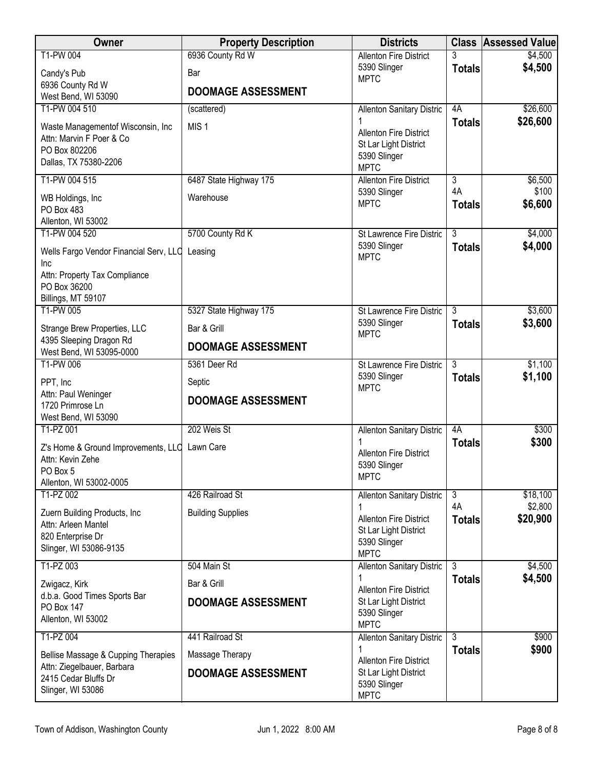| Owner | Property Description | Districts | Class | Assessed Value |
|---|---|---|---|---|
| T1-PW 004<br>Candy's Pub<br>6936 County Rd W<br>West Bend, WI 53090 | 6936 County Rd W<br>Bar<br>**DOOMAGE ASSESSMENT** | Allenton Fire District<br>5390 Slinger<br>MPTC | 3<br>**Totals** | \$4,500<br>**\$4,500** |
| T1-PW 004 510<br>Waste Managementof Wisconsin, Inc<br>Attn: Marvin F Poer & Co<br>PO Box 802206<br>Dallas, TX 75380-2206 | (scattered)<br>MIS 1 | Allenton Sanitary Distric 1<br>Allenton Fire District<br>St Lar Light District<br>5390 Slinger<br>MPTC | 4A<br>**Totals** | \$26,600<br>**\$26,600** |
| T1-PW 004 515<br>WB Holdings, Inc<br>PO Box 483<br>Allenton, WI 53002 | 6487 State Highway 175<br>Warehouse | Allenton Fire District<br>5390 Slinger<br>MPTC | 3<br>4A<br>**Totals** | \$6,500<br>\$100<br>**\$6,600** |
| T1-PW 004 520<br>Wells Fargo Vendor Financial Serv, LLC Inc<br>Attn: Property Tax Compliance<br>PO Box 36200<br>Billings, MT 59107 | 5700 County Rd K<br>Leasing | St Lawrence Fire Distric<br>5390 Slinger<br>MPTC | 3<br>**Totals** | \$4,000<br>**\$4,000** |
| T1-PW 005<br>Strange Brew Properties, LLC<br>4395 Sleeping Dragon Rd<br>West Bend, WI 53095-0000 | 5327 State Highway 175<br>Bar & Grill<br>**DOOMAGE ASSESSMENT** | St Lawrence Fire Distric<br>5390 Slinger<br>MPTC | 3<br>**Totals** | \$3,600<br>**\$3,600** |
| T1-PW 006<br>PPT, Inc<br>Attn: Paul Weninger<br>1720 Primrose Ln<br>West Bend, WI 53090 | 5361 Deer Rd<br>Septic<br>**DOOMAGE ASSESSMENT** | St Lawrence Fire Distric<br>5390 Slinger<br>MPTC | 3<br>**Totals** | \$1,100<br>**\$1,100** |
| T1-PZ 001<br>Z's Home & Ground Improvements, LLC<br>Attn: Kevin Zehe<br>PO Box 5<br>Allenton, WI 53002-0005 | 202 Weis St<br>Lawn Care | Allenton Sanitary Distric 1<br>Allenton Fire District<br>5390 Slinger<br>MPTC | 4A<br>**Totals** | \$300<br>**\$300** |
| T1-PZ 002<br>Zuern Building Products, Inc<br>Attn: Arleen Mantel<br>820 Enterprise Dr<br>Slinger, WI 53086-9135 | 426 Railroad St<br>Building Supplies | Allenton Sanitary Distric 1<br>Allenton Fire District<br>St Lar Light District<br>5390 Slinger<br>MPTC | 3<br>4A<br>**Totals** | \$18,100<br>\$2,800<br>**\$20,900** |
| T1-PZ 003<br>Zwigacz, Kirk<br>d.b.a. Good Times Sports Bar<br>PO Box 147<br>Allenton, WI 53002 | 504 Main St<br>Bar & Grill<br>**DOOMAGE ASSESSMENT** | Allenton Sanitary Distric 1<br>Allenton Fire District<br>St Lar Light District<br>5390 Slinger<br>MPTC | 3<br>**Totals** | \$4,500<br>**\$4,500** |
| T1-PZ 004<br>Bellise Massage & Cupping Therapies<br>Attn: Ziegelbauer, Barbara<br>2415 Cedar Bluffs Dr<br>Slinger, WI 53086 | 441 Railroad St<br>Massage Therapy<br>**DOOMAGE ASSESSMENT** | Allenton Sanitary Distric 1<br>Allenton Fire District<br>St Lar Light District<br>5390 Slinger<br>MPTC | 3<br>**Totals** | \$900<br>**\$900** |

Town of Addison, Washington County

Jun 1, 2022 8:00 AM